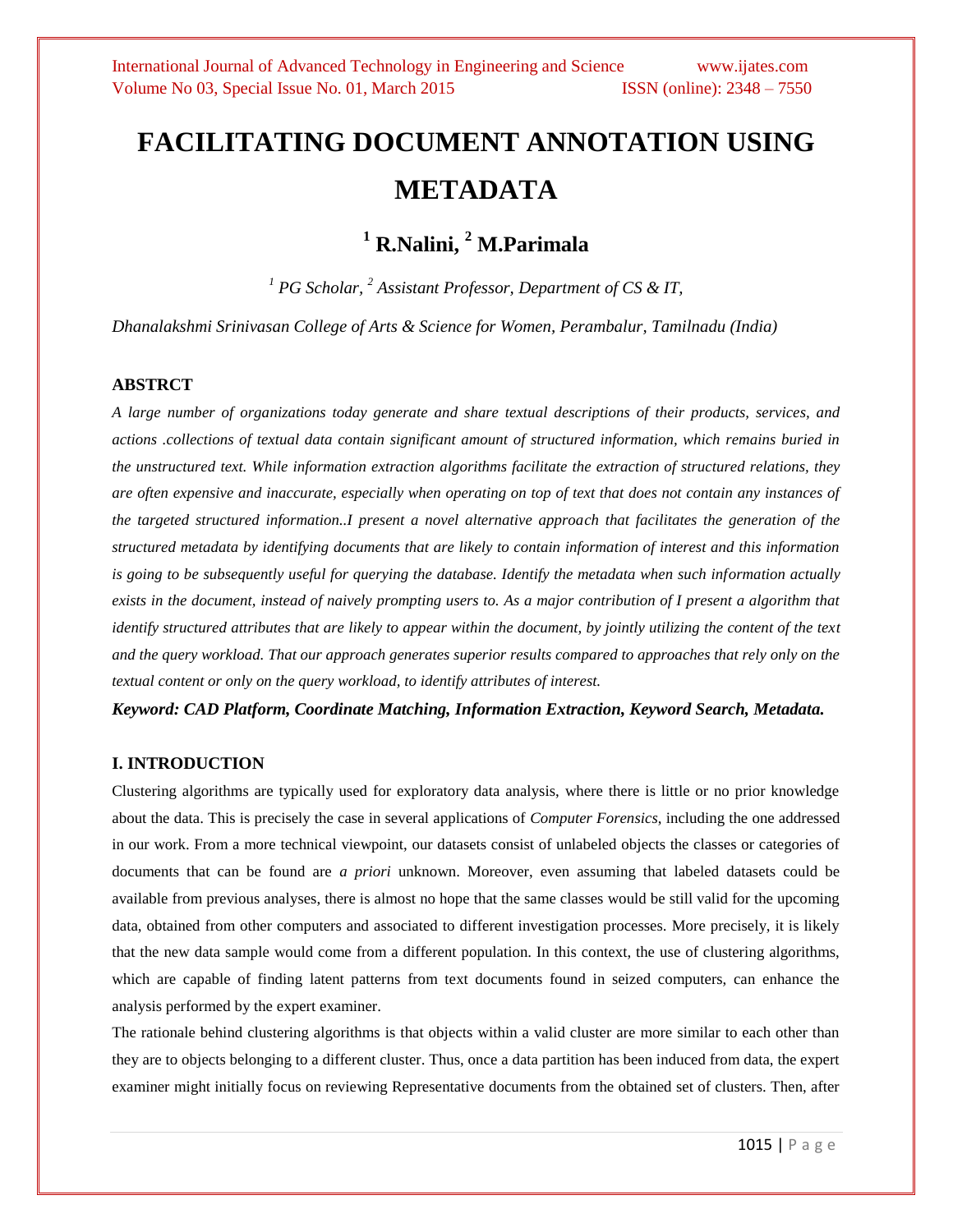# FACILITATING DOCUMENT ANNOTATION USING METADATA

## [1] R.Nalini, [2] M.Parimala

*[1] PG Scholar, [2] Assistant Professor, Department of CS & IT,*

*Dhanalakshmi Srinivasan College of Arts & Science for Women, Perambalur, Tamilnadu (India)*

### ABSTRCT

*A large number of organizations today generate and share textual descriptions of their products, services, and actions .collections of textual data contain significant amount of structured information, which remains buried in the unstructured text. While information extraction algorithms facilitate the extraction of structured relations, they are often expensive and inaccurate, especially when operating on top of text that does not contain any instances of the targeted structured information..I present a novel alternative approach that facilitates the generation of the structured metadata by identifying documents that are likely to contain information of interest and this information is going to be subsequently useful for querying the database. Identify the metadata when such information actually exists in the document, instead of naively prompting users to. As a major contribution of I present a algorithm that identify structured attributes that are likely to appear within the document, by jointly utilizing the content of the text and the query workload. That our approach generates superior results compared to approaches that rely only on the textual content or only on the query workload, to identify attributes of interest.*

***Keyword: CAD Platform, Coordinate Matching, Information Extraction, Keyword Search, Metadata.***

### I. INTRODUCTION

Clustering algorithms are typically used for exploratory data analysis, where there is little or no prior knowledge about the data. This is precisely the case in several applications of *Computer Forensics*, including the one addressed in our work. From a more technical viewpoint, our datasets consist of unlabeled objects the classes or categories of documents that can be found are *a priori* unknown. Moreover, even assuming that labeled datasets could be available from previous analyses, there is almost no hope that the same classes would be still valid for the upcoming data, obtained from other computers and associated to different investigation processes. More precisely, it is likely that the new data sample would come from a different population. In this context, the use of clustering algorithms, which are capable of finding latent patterns from text documents found in seized computers, can enhance the analysis performed by the expert examiner.

The rationale behind clustering algorithms is that objects within a valid cluster are more similar to each other than they are to objects belonging to a different cluster. Thus, once a data partition has been induced from data, the expert examiner might initially focus on reviewing Representative documents from the obtained set of clusters. Then, after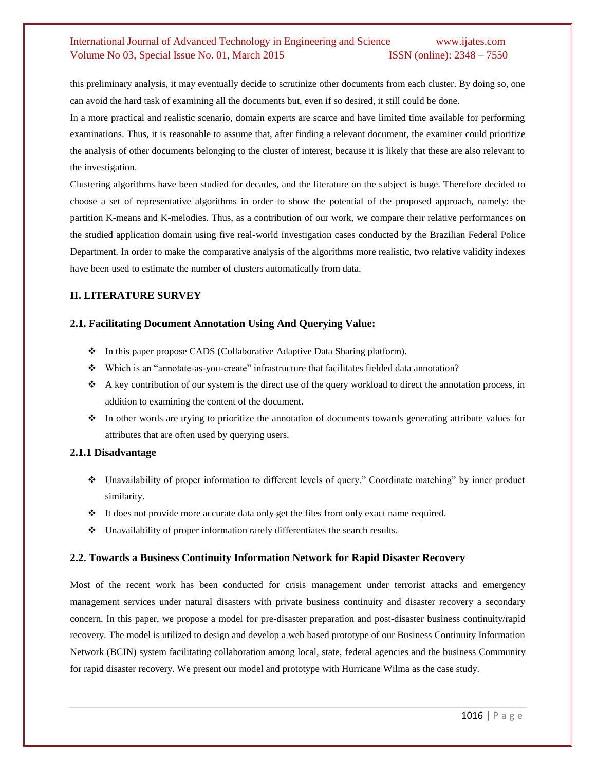this preliminary analysis, it may eventually decide to scrutinize other documents from each cluster. By doing so, one can avoid the hard task of examining all the documents but, even if so desired, it still could be done.

In a more practical and realistic scenario, domain experts are scarce and have limited time available for performing examinations. Thus, it is reasonable to assume that, after finding a relevant document, the examiner could prioritize the analysis of other documents belonging to the cluster of interest, because it is likely that these are also relevant to the investigation.

Clustering algorithms have been studied for decades, and the literature on the subject is huge. Therefore decided to choose a set of representative algorithms in order to show the potential of the proposed approach, namely: the partition K-means and K-melodies. Thus, as a contribution of our work, we compare their relative performances on the studied application domain using five real-world investigation cases conducted by the Brazilian Federal Police Department. In order to make the comparative analysis of the algorithms more realistic, two relative validity indexes have been used to estimate the number of clusters automatically from data.

## II. LITERATURE SURVEY

### 2.1. Facilitating Document Annotation Using And Querying Value:

- In this paper propose CADS (Collaborative Adaptive Data Sharing platform).
- Which is an "annotate-as-you-create" infrastructure that facilitates fielded data annotation?
- A key contribution of our system is the direct use of the query workload to direct the annotation process, in addition to examining the content of the document.
- In other words are trying to prioritize the annotation of documents towards generating attribute values for attributes that are often used by querying users.

### 2.1.1 Disadvantage

- Unavailability of proper information to different levels of query." Coordinate matching" by inner product similarity.
- It does not provide more accurate data only get the files from only exact name required.
- Unavailability of proper information rarely differentiates the search results.

### 2.2. Towards a Business Continuity Information Network for Rapid Disaster Recovery

Most of the recent work has been conducted for crisis management under terrorist attacks and emergency management services under natural disasters with private business continuity and disaster recovery a secondary concern. In this paper, we propose a model for pre-disaster preparation and post-disaster business continuity/rapid recovery. The model is utilized to design and develop a web based prototype of our Business Continuity Information Network (BCIN) system facilitating collaboration among local, state, federal agencies and the business Community for rapid disaster recovery. We present our model and prototype with Hurricane Wilma as the case study.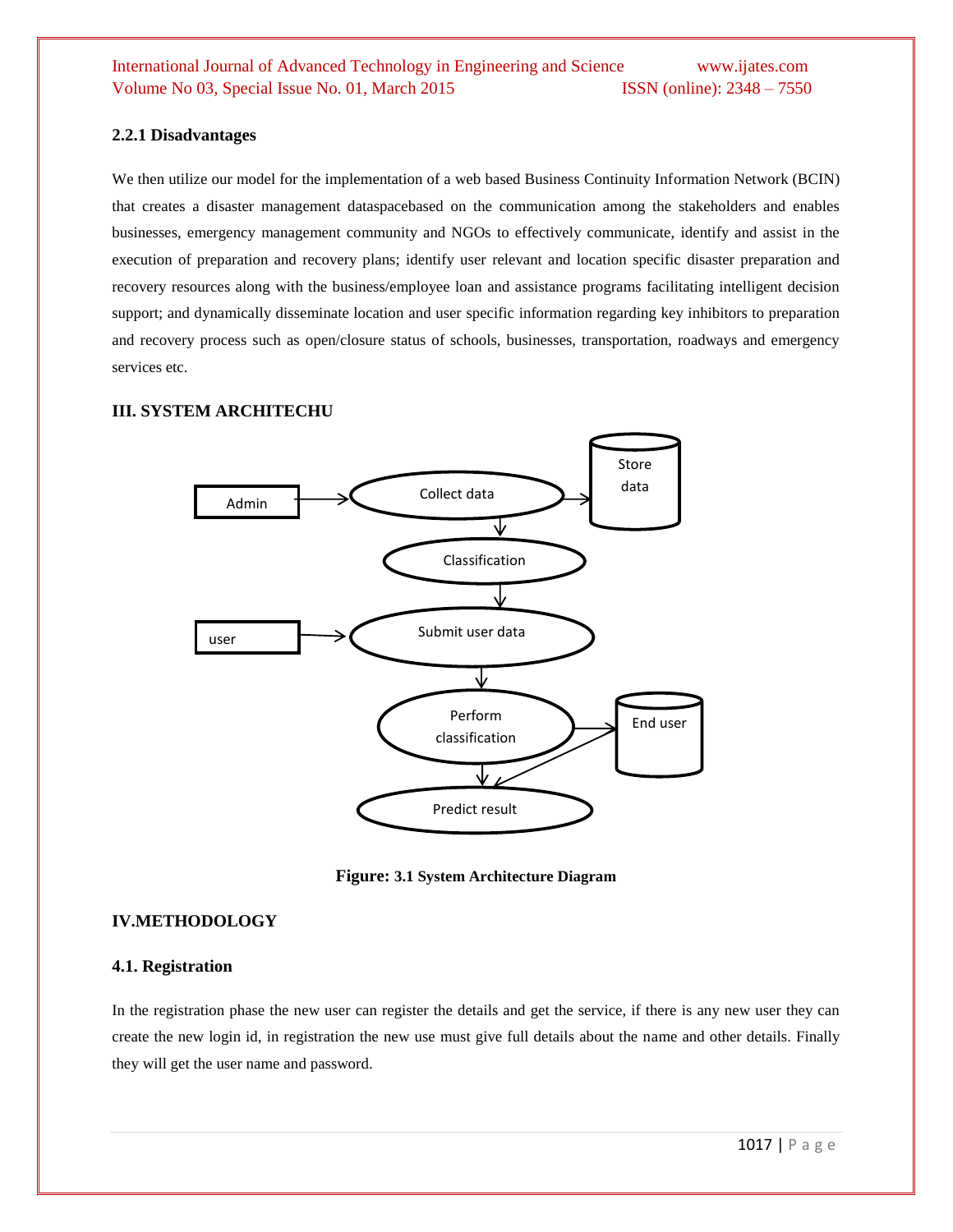### 2.2.1 Disadvantages

We then utilize our model for the implementation of a web based Business Continuity Information Network (BCIN) that creates a disaster management dataspacebased on the communication among the stakeholders and enables businesses, emergency management community and NGOs to effectively communicate, identify and assist in the execution of preparation and recovery plans; identify user relevant and location specific disaster preparation and recovery resources along with the business/employee loan and assistance programs facilitating intelligent decision support; and dynamically disseminate location and user specific information regarding key inhibitors to preparation and recovery process such as open/closure status of schools, businesses, transportation, roadways and emergency services etc.

## III. SYSTEM ARCHITECHU

**Figure: 3.1 System Architecture Diagram**

## IV.METHODOLOGY

### 4.1. Registration

In the registration phase the new user can register the details and get the service, if there is any new user they can create the new login id, in registration the new use must give full details about the name and other details. Finally they will get the user name and password.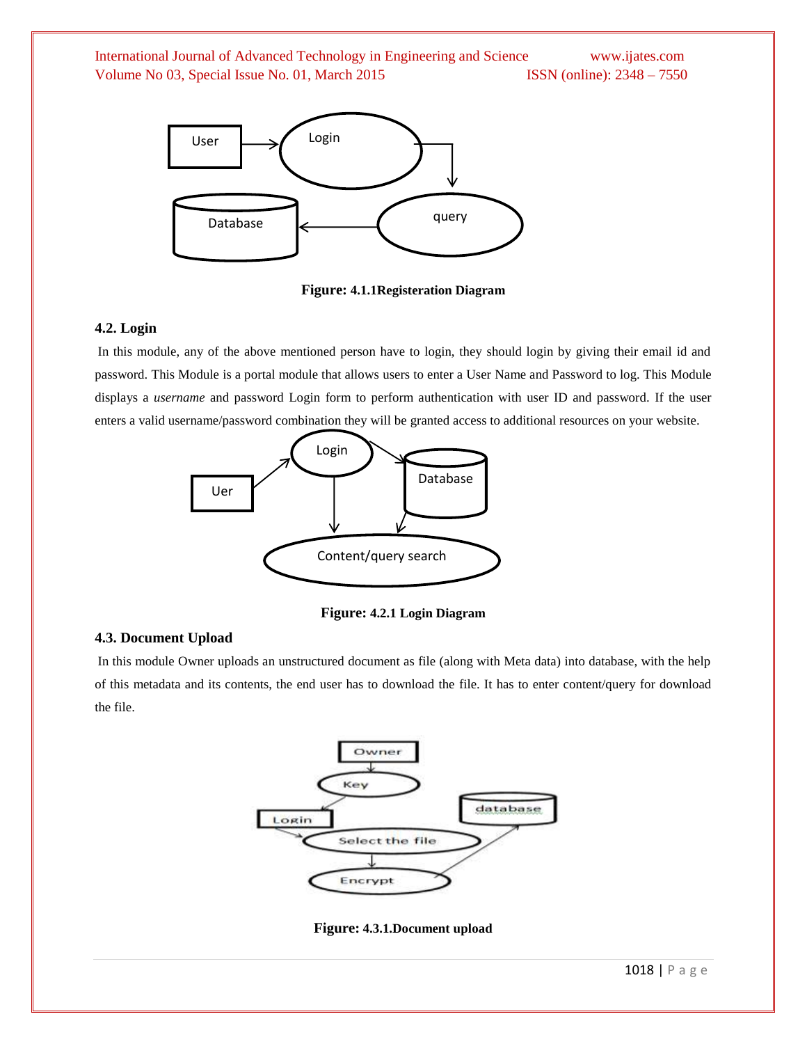Figure: 4.1.1Registeration Diagram

## 4.2. Login

In this module, any of the above mentioned person have to login, they should login by giving their email id and password. This Module is a portal module that allows users to enter a User Name and Password to log. This Module displays a *username* and password Login form to perform authentication with user ID and password. If the user enters a valid username/password combination they will be granted access to additional resources on your website.

Figure: 4.2.1 Login Diagram

## 4.3. Document Upload

In this module Owner uploads an unstructured document as file (along with Meta data) into database, with the help of this metadata and its contents, the end user has to download the file. It has to enter content/query for download the file.

Figure: 4.3.1.Document upload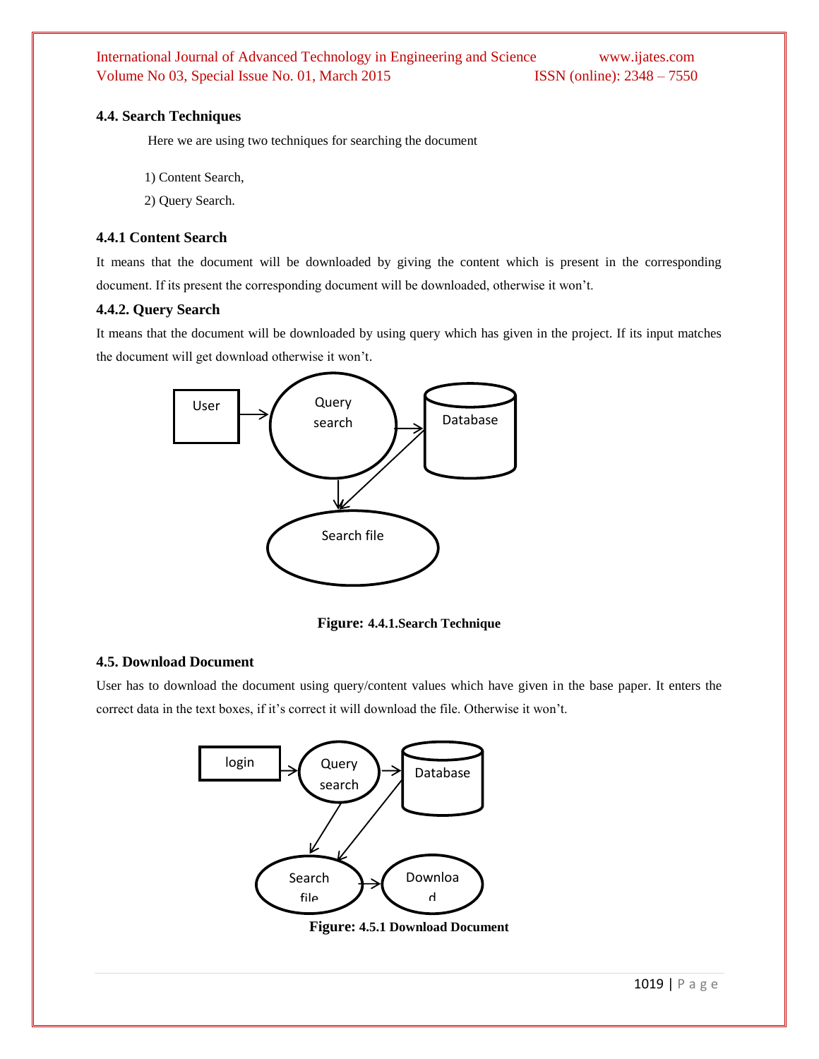### 4.4. Search Techniques

Here we are using two techniques for searching the document

1) Content Search,
2) Query Search.

### 4.4.1 Content Search

It means that the document will be downloaded by giving the content which is present in the corresponding document. If its present the corresponding document will be downloaded, otherwise it won't.

### 4.4.2. Query Search

It means that the document will be downloaded by using query which has given in the project. If its input matches the document will get download otherwise it won't.

**Figure: 4.4.1.Search Technique**

### 4.5. Download Document

User has to download the document using query/content values which have given in the base paper. It enters the correct data in the text boxes, if it's correct it will download the file. Otherwise it won't.

**Figure: 4.5.1 Download Document**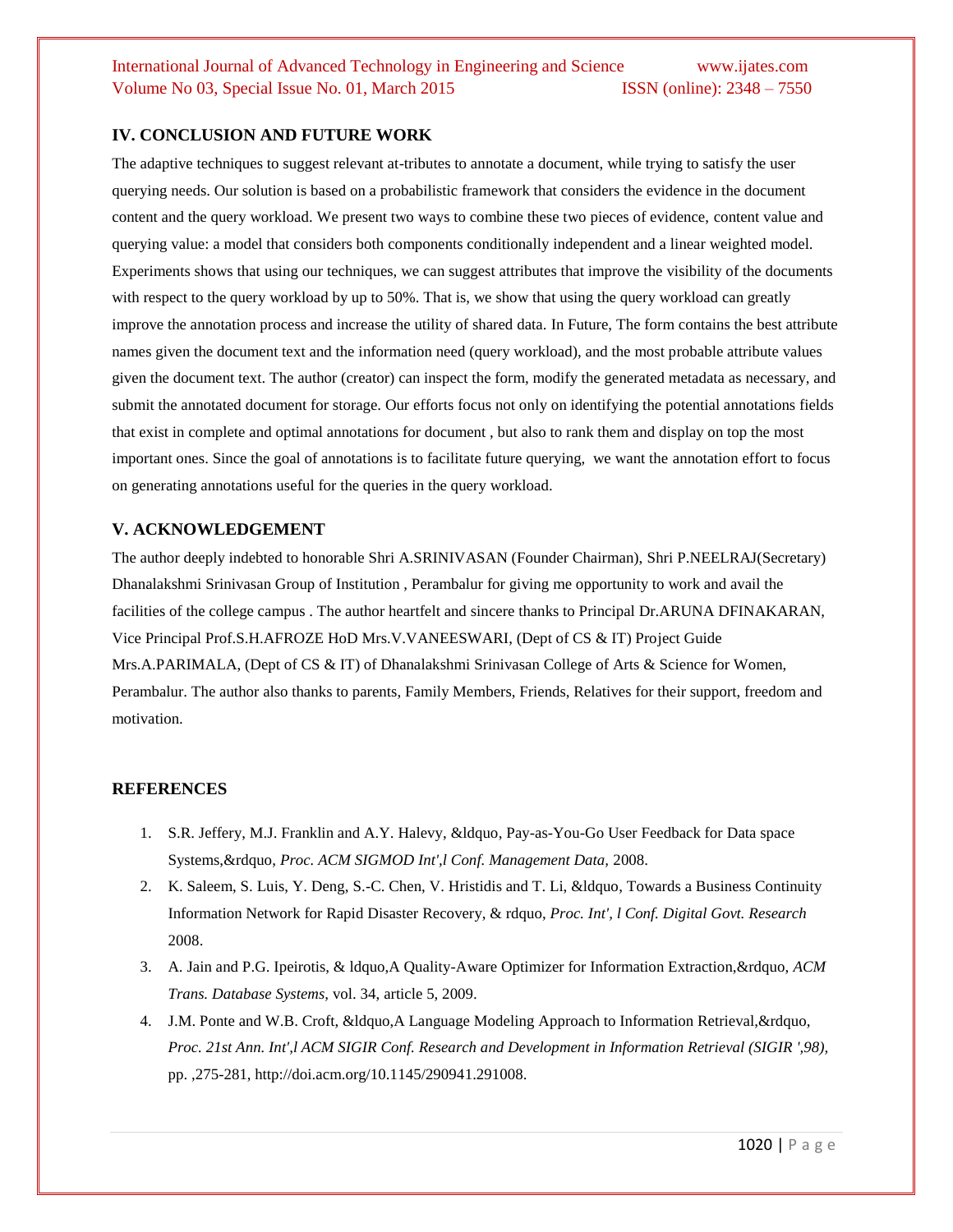## IV. CONCLUSION AND FUTURE WORK

The adaptive techniques to suggest relevant at-tributes to annotate a document, while trying to satisfy the user querying needs. Our solution is based on a probabilistic framework that considers the evidence in the document content and the query workload. We present two ways to combine these two pieces of evidence, content value and querying value: a model that considers both components conditionally independent and a linear weighted model. Experiments shows that using our techniques, we can suggest attributes that improve the visibility of the documents with respect to the query workload by up to 50%. That is, we show that using the query workload can greatly improve the annotation process and increase the utility of shared data. In Future, The form contains the best attribute names given the document text and the information need (query workload), and the most probable attribute values given the document text. The author (creator) can inspect the form, modify the generated metadata as necessary, and submit the annotated document for storage. Our efforts focus not only on identifying the potential annotations fields that exist in complete and optimal annotations for document , but also to rank them and display on top the most important ones. Since the goal of annotations is to facilitate future querying, we want the annotation effort to focus on generating annotations useful for the queries in the query workload.

## V. ACKNOWLEDGEMENT

The author deeply indebted to honorable Shri A.SRINIVASAN (Founder Chairman), Shri P.NEELRAJ(Secretary) Dhanalakshmi Srinivasan Group of Institution , Perambalur for giving me opportunity to work and avail the facilities of the college campus . The author heartfelt and sincere thanks to Principal Dr.ARUNA DFINAKARAN, Vice Principal Prof.S.H.AFROZE HoD Mrs.V.VANEESWARI, (Dept of CS & IT) Project Guide Mrs.A.PARIMALA, (Dept of CS & IT) of Dhanalakshmi Srinivasan College of Arts & Science for Women, Perambalur. The author also thanks to parents, Family Members, Friends, Relatives for their support, freedom and motivation.

## REFERENCES

1. S.R. Jeffery, M.J. Franklin and A.Y. Halevy, &ldquo, Pay-as-You-Go User Feedback for Data space Systems,&rdquo, *Proc. ACM SIGMOD Int',l Conf. Management Data,* 2008.
2. K. Saleem, S. Luis, Y. Deng, S.-C. Chen, V. Hristidis and T. Li, &ldquo, Towards a Business Continuity Information Network for Rapid Disaster Recovery, & rdquo, *Proc. Int', l Conf. Digital Govt. Research* 2008.
3. A. Jain and P.G. Ipeirotis, & ldquo,A Quality-Aware Optimizer for Information Extraction,&rdquo, *ACM Trans. Database Systems,* vol. 34, article 5, 2009.
4. J.M. Ponte and W.B. Croft, &ldquo,A Language Modeling Approach to Information Retrieval,&rdquo, *Proc. 21st Ann. Int',l ACM SIGIR Conf. Research and Development in Information Retrieval (SIGIR ',98),* pp. ,275-281, http://doi.acm.org/10.1145/290941.291008.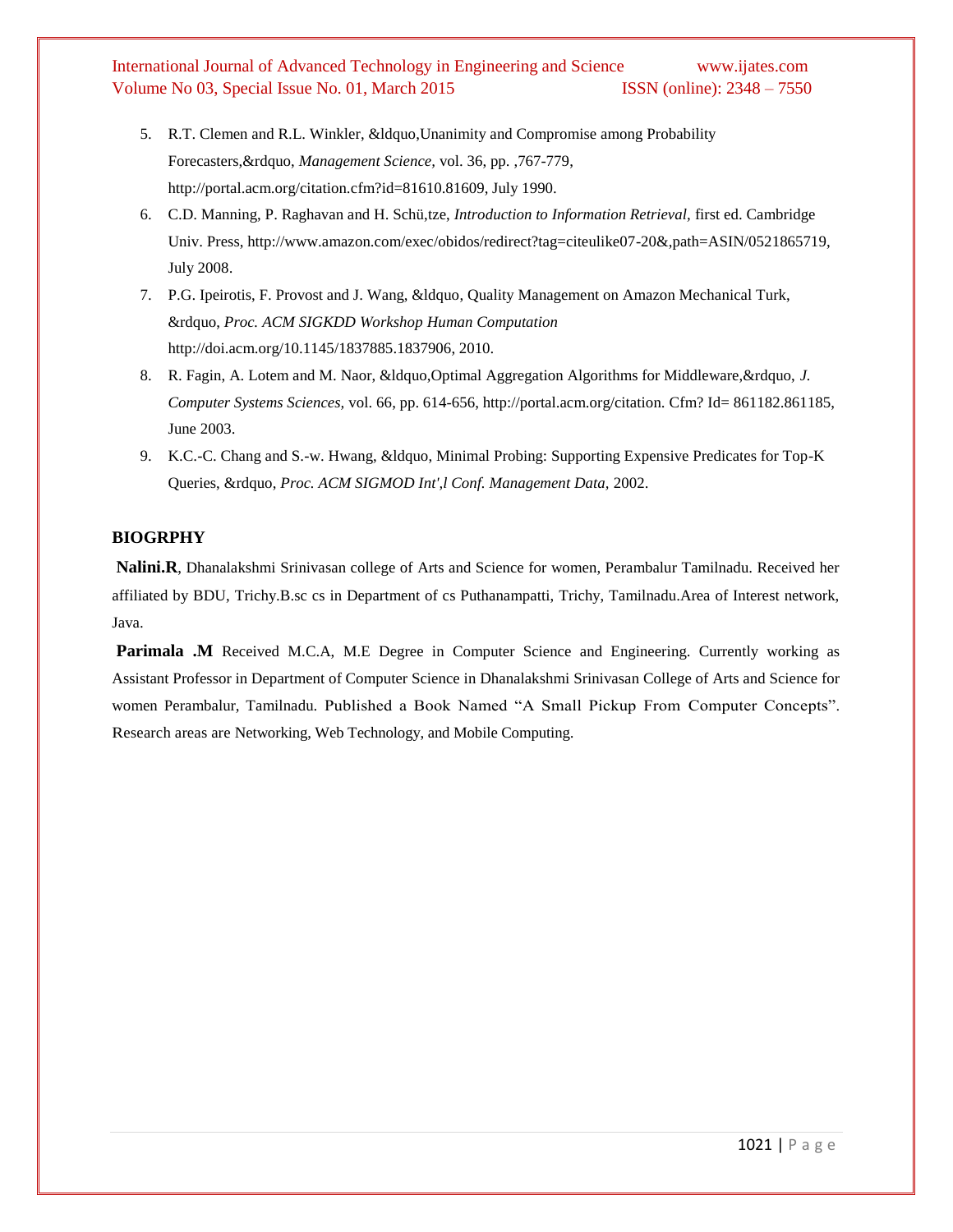5. R.T. Clemen and R.L. Winkler, &ldquo,Unanimity and Compromise among Probability Forecasters,&rdquo, *Management Science,* vol. 36, pp. ,767-779, http://portal.acm.org/citation.cfm?id=81610.81609, July 1990.
6. C.D. Manning, P. Raghavan and H. Schü,tze, *Introduction to Information Retrieval*, first ed. Cambridge Univ. Press, http://www.amazon.com/exec/obidos/redirect?tag=citeulike07-20&,path=ASIN/0521865719, July 2008.
7. P.G. Ipeirotis, F. Provost and J. Wang, &ldquo, Quality Management on Amazon Mechanical Turk, &rdquo, *Proc. ACM SIGKDD Workshop Human Computation* http://doi.acm.org/10.1145/1837885.1837906, 2010.
8. R. Fagin, A. Lotem and M. Naor, &ldquo,Optimal Aggregation Algorithms for Middleware,&rdquo, *J. Computer Systems Sciences,* vol. 66, pp. 614-656, http://portal.acm.org/citation. Cfm? Id= 861182.861185, June 2003.
9. K.C.-C. Chang and S.-w. Hwang, &ldquo, Minimal Probing: Supporting Expensive Predicates for Top-K Queries, &rdquo, *Proc. ACM SIGMOD Int',l Conf. Management Data,* 2002.

## BIOGRPHY

**Nalini.R**, Dhanalakshmi Srinivasan college of Arts and Science for women, Perambalur Tamilnadu. Received her affiliated by BDU, Trichy.B.sc cs in Department of cs Puthanampatti, Trichy, Tamilnadu.Area of Interest network, Java.

**Parimala .M** Received M.C.A, M.E Degree in Computer Science and Engineering. Currently working as Assistant Professor in Department of Computer Science in Dhanalakshmi Srinivasan College of Arts and Science for women Perambalur, Tamilnadu. Published a Book Named "A Small Pickup From Computer Concepts". Research areas are Networking, Web Technology, and Mobile Computing.